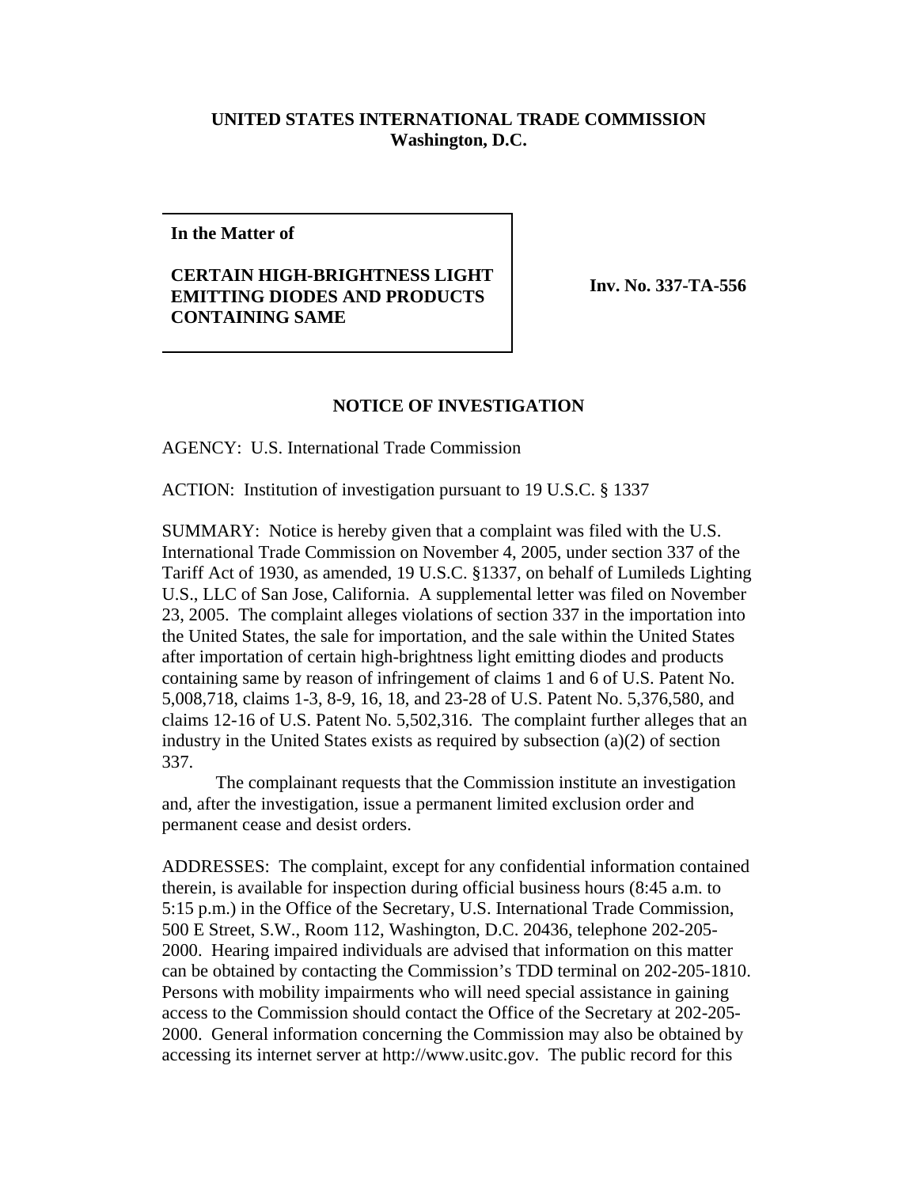**UNITED STATES INTERNATIONAL TRADE COMMISSION**
**Washington, D.C.**

**In the Matter of**

**CERTAIN HIGH-BRIGHTNESS LIGHT EMITTING DIODES AND PRODUCTS CONTAINING SAME**

**Inv. No. 337-TA-556**

## NOTICE OF INVESTIGATION

AGENCY: U.S. International Trade Commission

ACTION: Institution of investigation pursuant to 19 U.S.C. § 1337

SUMMARY: Notice is hereby given that a complaint was filed with the U.S. International Trade Commission on November 4, 2005, under section 337 of the Tariff Act of 1930, as amended, 19 U.S.C. §1337, on behalf of Lumileds Lighting U.S., LLC of San Jose, California. A supplemental letter was filed on November 23, 2005. The complaint alleges violations of section 337 in the importation into the United States, the sale for importation, and the sale within the United States after importation of certain high-brightness light emitting diodes and products containing same by reason of infringement of claims 1 and 6 of U.S. Patent No. 5,008,718, claims 1-3, 8-9, 16, 18, and 23-28 of U.S. Patent No. 5,376,580, and claims 12-16 of U.S. Patent No. 5,502,316. The complaint further alleges that an industry in the United States exists as required by subsection (a)(2) of section 337.

The complainant requests that the Commission institute an investigation and, after the investigation, issue a permanent limited exclusion order and permanent cease and desist orders.

ADDRESSES: The complaint, except for any confidential information contained therein, is available for inspection during official business hours (8:45 a.m. to 5:15 p.m.) in the Office of the Secretary, U.S. International Trade Commission, 500 E Street, S.W., Room 112, Washington, D.C. 20436, telephone 202-205-2000. Hearing impaired individuals are advised that information on this matter can be obtained by contacting the Commission's TDD terminal on 202-205-1810. Persons with mobility impairments who will need special assistance in gaining access to the Commission should contact the Office of the Secretary at 202-205-2000. General information concerning the Commission may also be obtained by accessing its internet server at http://www.usitc.gov. The public record for this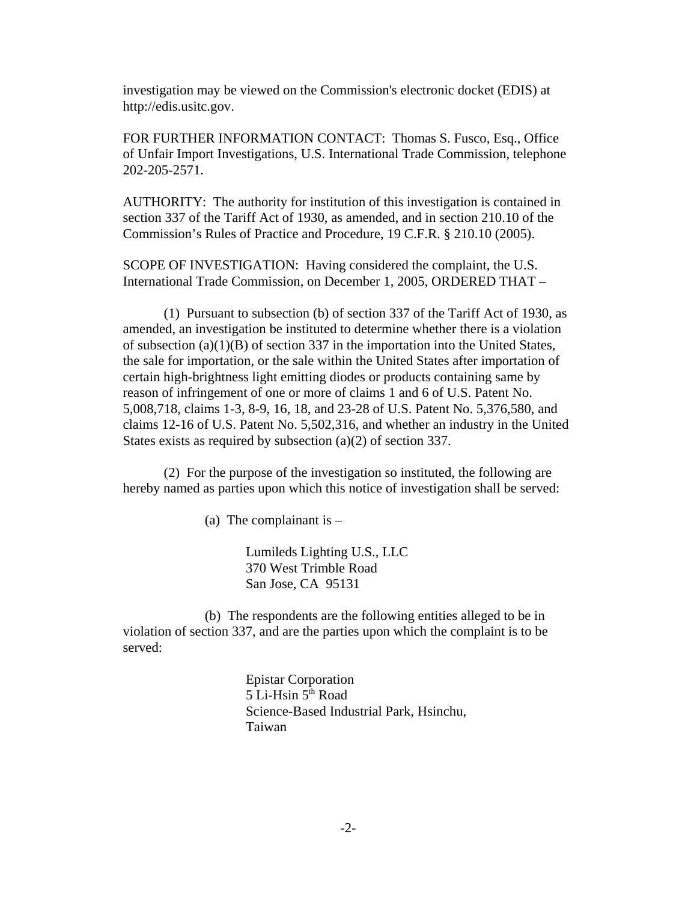investigation may be viewed on the Commission's electronic docket (EDIS) at http://edis.usitc.gov.

FOR FURTHER INFORMATION CONTACT: Thomas S. Fusco, Esq., Office of Unfair Import Investigations, U.S. International Trade Commission, telephone 202-205-2571.

AUTHORITY: The authority for institution of this investigation is contained in section 337 of the Tariff Act of 1930, as amended, and in section 210.10 of the Commission's Rules of Practice and Procedure, 19 C.F.R. § 210.10 (2005).

SCOPE OF INVESTIGATION: Having considered the complaint, the U.S. International Trade Commission, on December 1, 2005, ORDERED THAT –

(1) Pursuant to subsection (b) of section 337 of the Tariff Act of 1930, as amended, an investigation be instituted to determine whether there is a violation of subsection (a)(1)(B) of section 337 in the importation into the United States, the sale for importation, or the sale within the United States after importation of certain high-brightness light emitting diodes or products containing same by reason of infringement of one or more of claims 1 and 6 of U.S. Patent No. 5,008,718, claims 1-3, 8-9, 16, 18, and 23-28 of U.S. Patent No. 5,376,580, and claims 12-16 of U.S. Patent No. 5,502,316, and whether an industry in the United States exists as required by subsection (a)(2) of section 337.

(2) For the purpose of the investigation so instituted, the following are hereby named as parties upon which this notice of investigation shall be served:

(a) The complainant is –

Lumileds Lighting U.S., LLC
370 West Trimble Road
San Jose, CA 95131

(b) The respondents are the following entities alleged to be in violation of section 337, and are the parties upon which the complaint is to be served:

Epistar Corporation
5 Li-Hsin 5th Road
Science-Based Industrial Park, Hsinchu,
Taiwan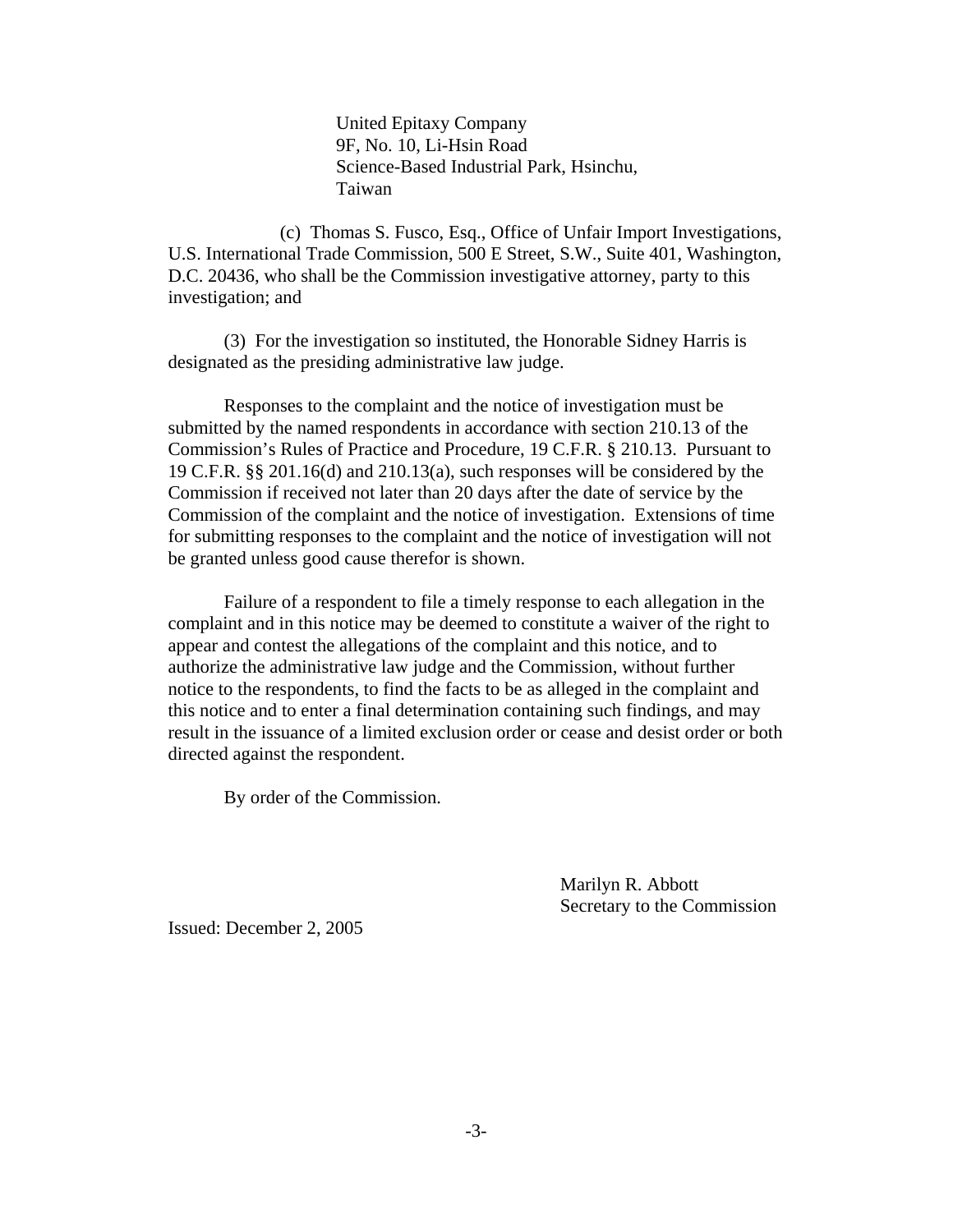United Epitaxy Company
9F, No. 10, Li-Hsin Road
Science-Based Industrial Park, Hsinchu,
Taiwan

(c) Thomas S. Fusco, Esq., Office of Unfair Import Investigations, U.S. International Trade Commission, 500 E Street, S.W., Suite 401, Washington, D.C. 20436, who shall be the Commission investigative attorney, party to this investigation; and

(3) For the investigation so instituted, the Honorable Sidney Harris is designated as the presiding administrative law judge.

Responses to the complaint and the notice of investigation must be submitted by the named respondents in accordance with section 210.13 of the Commission's Rules of Practice and Procedure, 19 C.F.R. § 210.13. Pursuant to 19 C.F.R. §§ 201.16(d) and 210.13(a), such responses will be considered by the Commission if received not later than 20 days after the date of service by the Commission of the complaint and the notice of investigation. Extensions of time for submitting responses to the complaint and the notice of investigation will not be granted unless good cause therefor is shown.

Failure of a respondent to file a timely response to each allegation in the complaint and in this notice may be deemed to constitute a waiver of the right to appear and contest the allegations of the complaint and this notice, and to authorize the administrative law judge and the Commission, without further notice to the respondents, to find the facts to be as alleged in the complaint and this notice and to enter a final determination containing such findings, and may result in the issuance of a limited exclusion order or cease and desist order or both directed against the respondent.

By order of the Commission.

Marilyn R. Abbott
Secretary to the Commission

Issued: December 2, 2005